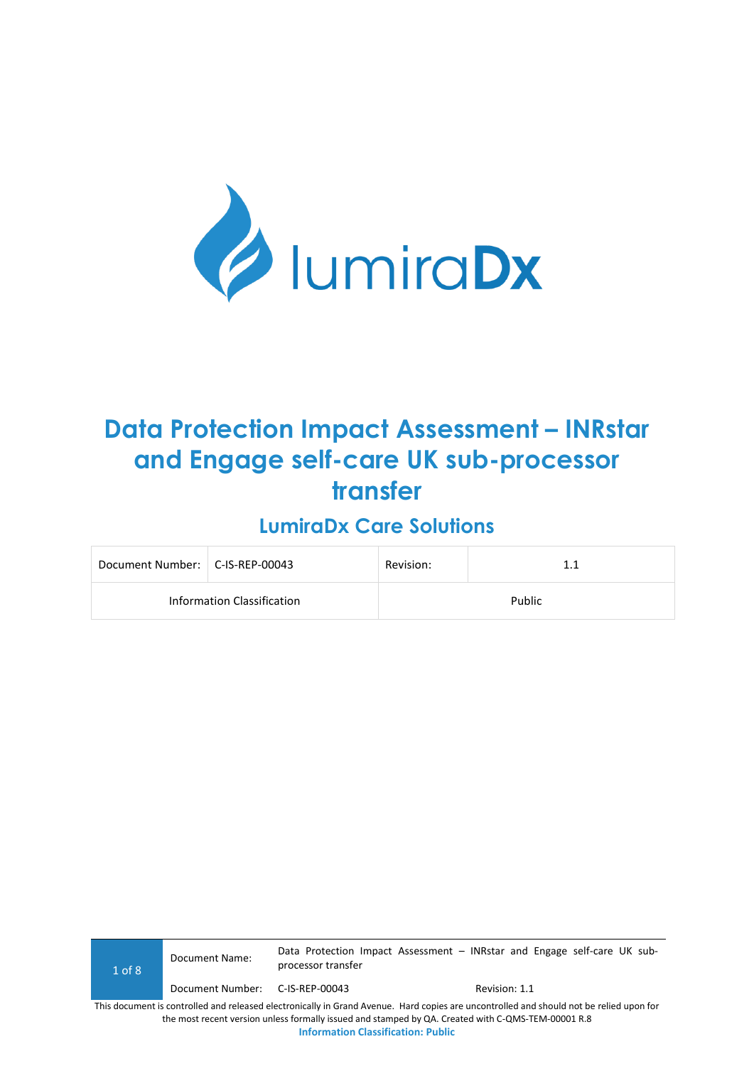# Data Protection Impact Assessment – INRstar and Engage self-care UK sub-processor transfer

## LumiraDx Care Solutions

| Document Number: | C-IS-REP-00043 | Revision: | 1.1 |
|---|---|---|---|
| Information Classification | | Public | |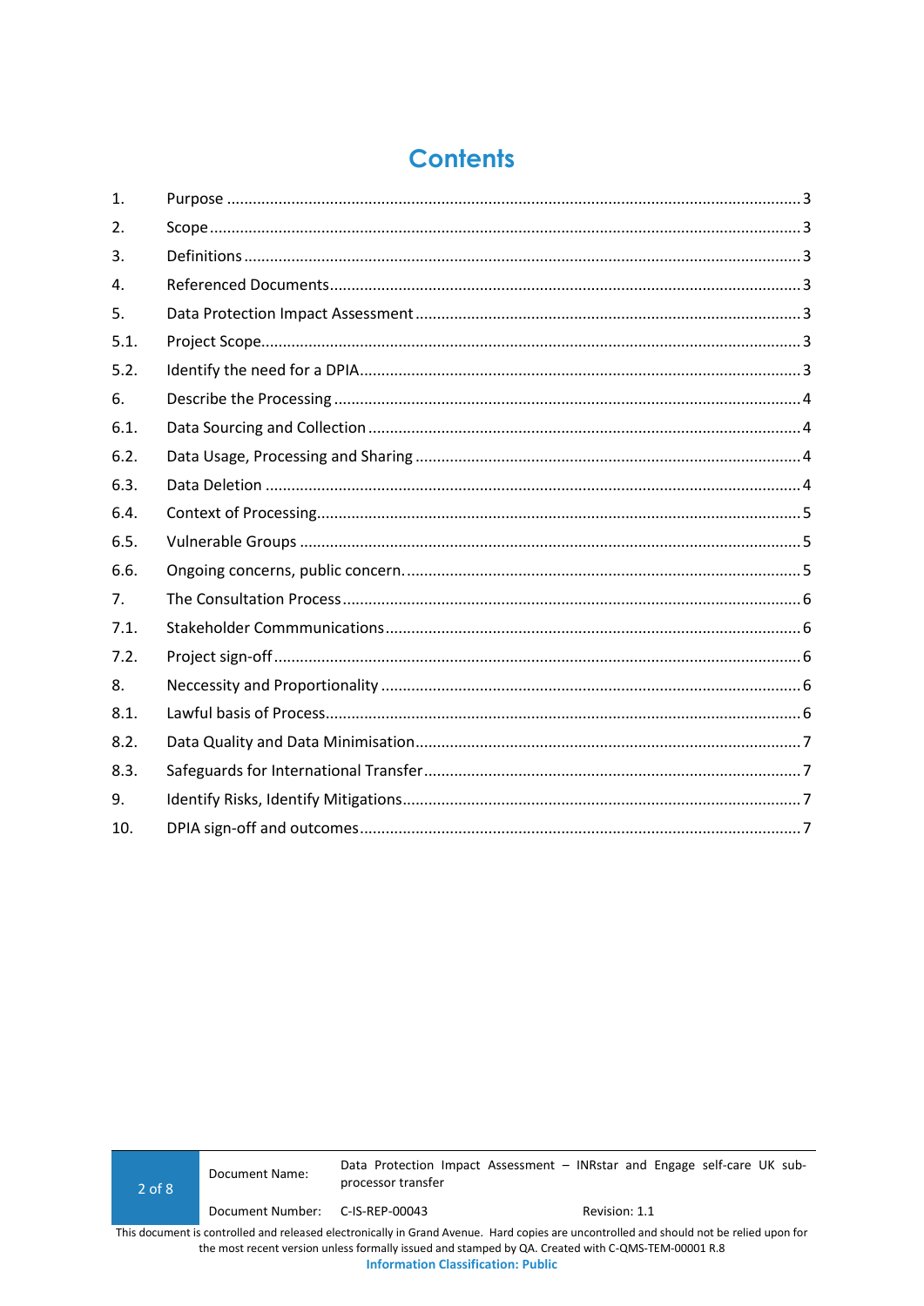# Contents

| | | |
|---|---|---|
| 1. | Purpose | 3 |
| 2. | Scope | 3 |
| 3. | Definitions | 3 |
| 4. | Referenced Documents | 3 |
| 5. | Data Protection Impact Assessment | 3 |
| 5.1. | Project Scope | 3 |
| 5.2. | Identify the need for a DPIA | 3 |
| 6. | Describe the Processing | 4 |
| 6.1. | Data Sourcing and Collection | 4 |
| 6.2. | Data Usage, Processing and Sharing | 4 |
| 6.3. | Data Deletion | 4 |
| 6.4. | Context of Processing | 5 |
| 6.5. | Vulnerable Groups | 5 |
| 6.6. | Ongoing concerns, public concern. | 5 |
| 7. | The Consultation Process | 6 |
| 7.1. | Stakeholder Commmunications | 6 |
| 7.2. | Project sign-off | 6 |
| 8. | Neccessity and Proportionality | 6 |
| 8.1. | Lawful basis of Process | 6 |
| 8.2. | Data Quality and Data Minimisation | 7 |
| 8.3. | Safeguards for International Transfer | 7 |
| 9. | Identify Risks, Identify Mitigations | 7 |
| 10. | DPIA sign-off and outcomes | 7 |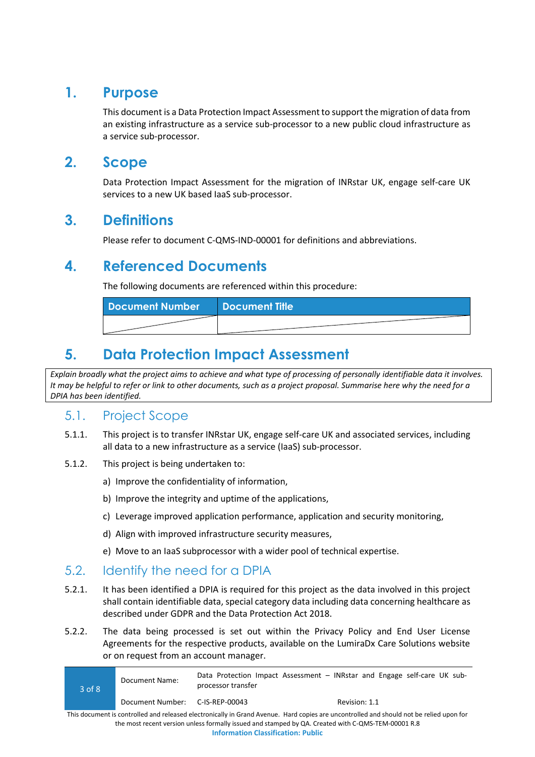# 1. Purpose

This document is a Data Protection Impact Assessment to support the migration of data from an existing infrastructure as a service sub-processor to a new public cloud infrastructure as a service sub-processor.

# 2. Scope

Data Protection Impact Assessment for the migration of INRstar UK, engage self-care UK services to a new UK based IaaS sub-processor.

# 3. Definitions

Please refer to document C-QMS-IND-00001 for definitions and abbreviations.

# 4. Referenced Documents

The following documents are referenced within this procedure:

| Document Number | Document Title |
|---|---|
| | |

# 5. Data Protection Impact Assessment

*Explain broadly what the project aims to achieve and what type of processing of personally identifiable data it involves. It may be helpful to refer or link to other documents, such as a project proposal. Summarise here why the need for a DPIA has been identified.*

## 5.1. Project Scope

5.1.1. This project is to transfer INRstar UK, engage self-care UK and associated services, including all data to a new infrastructure as a service (IaaS) sub-processor.

5.1.2. This project is being undertaken to:

a) Improve the confidentiality of information,

b) Improve the integrity and uptime of the applications,

c) Leverage improved application performance, application and security monitoring,

d) Align with improved infrastructure security measures,

e) Move to an IaaS subprocessor with a wider pool of technical expertise.

## 5.2. Identify the need for a DPIA

5.2.1. It has been identified a DPIA is required for this project as the data involved in this project shall contain identifiable data, special category data including data concerning healthcare as described under GDPR and the Data Protection Act 2018.

5.2.2. The data being processed is set out within the Privacy Policy and End User License Agreements for the respective products, available on the LumiraDx Care Solutions website or on request from an account manager.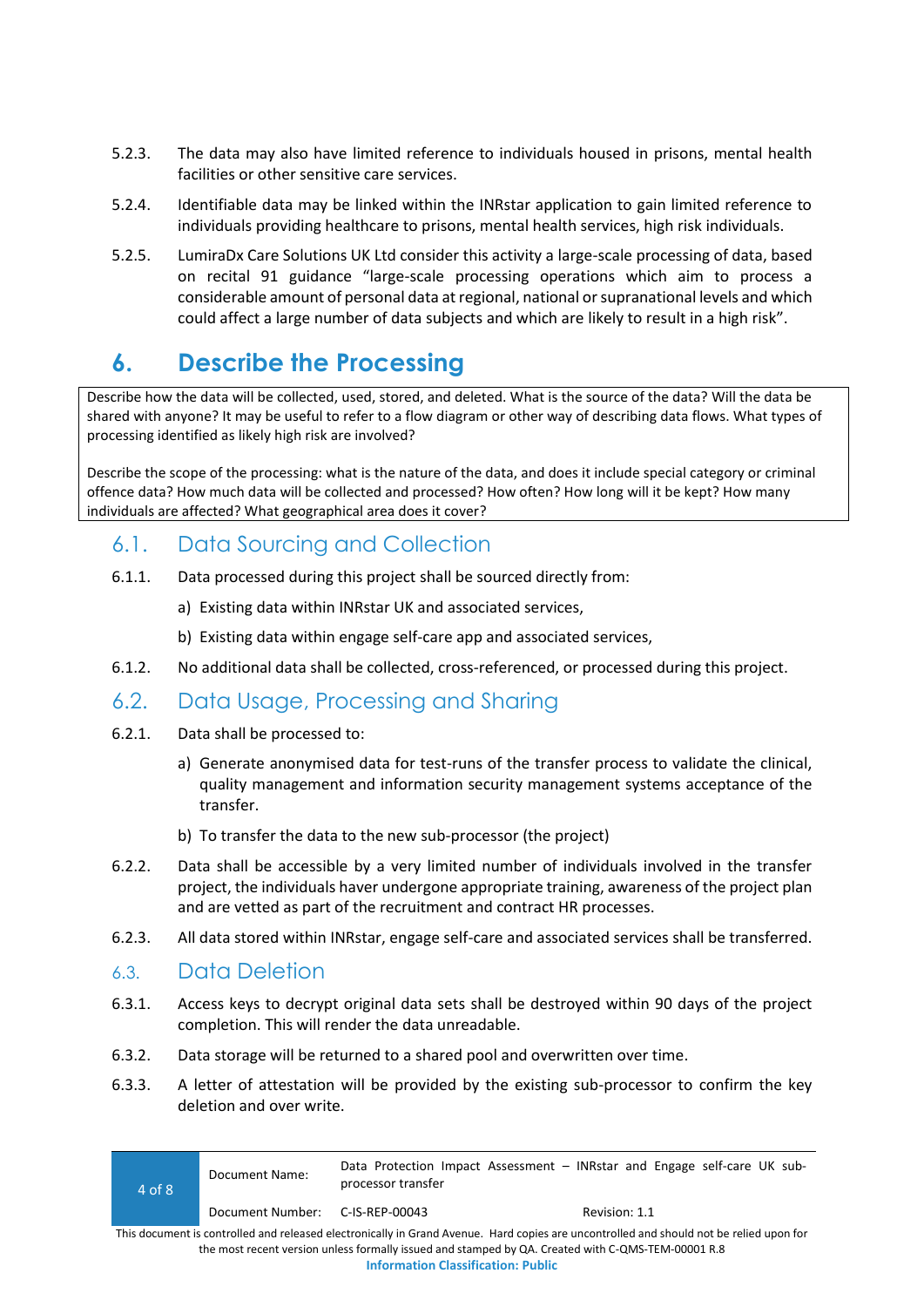5.2.3. The data may also have limited reference to individuals housed in prisons, mental health facilities or other sensitive care services.

5.2.4. Identifiable data may be linked within the INRstar application to gain limited reference to individuals providing healthcare to prisons, mental health services, high risk individuals.

5.2.5. LumiraDx Care Solutions UK Ltd consider this activity a large-scale processing of data, based on recital 91 guidance "large-scale processing operations which aim to process a considerable amount of personal data at regional, national or supranational levels and which could affect a large number of data subjects and which are likely to result in a high risk".

# 6. Describe the Processing

| Describe how the data will be collected, used, stored, and deleted. What is the source of the data? Will the data be shared with anyone? It may be useful to refer to a flow diagram or other way of describing data flows. What types of processing identified as likely high risk are involved?<br><br>Describe the scope of the processing: what is the nature of the data, and does it include special category or criminal offence data? How much data will be collected and processed? How often? How long will it be kept? How many individuals are affected? What geographical area does it cover? |
|---|

## 6.1. Data Sourcing and Collection

6.1.1. Data processed during this project shall be sourced directly from:

a) Existing data within INRstar UK and associated services,

b) Existing data within engage self-care app and associated services,

6.1.2. No additional data shall be collected, cross-referenced, or processed during this project.

## 6.2. Data Usage, Processing and Sharing

6.2.1. Data shall be processed to:

a) Generate anonymised data for test-runs of the transfer process to validate the clinical, quality management and information security management systems acceptance of the transfer.

b) To transfer the data to the new sub-processor (the project)

6.2.2. Data shall be accessible by a very limited number of individuals involved in the transfer project, the individuals haver undergone appropriate training, awareness of the project plan and are vetted as part of the recruitment and contract HR processes.

6.2.3. All data stored within INRstar, engage self-care and associated services shall be transferred.

## 6.3. Data Deletion

6.3.1. Access keys to decrypt original data sets shall be destroyed within 90 days of the project completion. This will render the data unreadable.

6.3.2. Data storage will be returned to a shared pool and overwritten over time.

6.3.3. A letter of attestation will be provided by the existing sub-processor to confirm the key deletion and over write.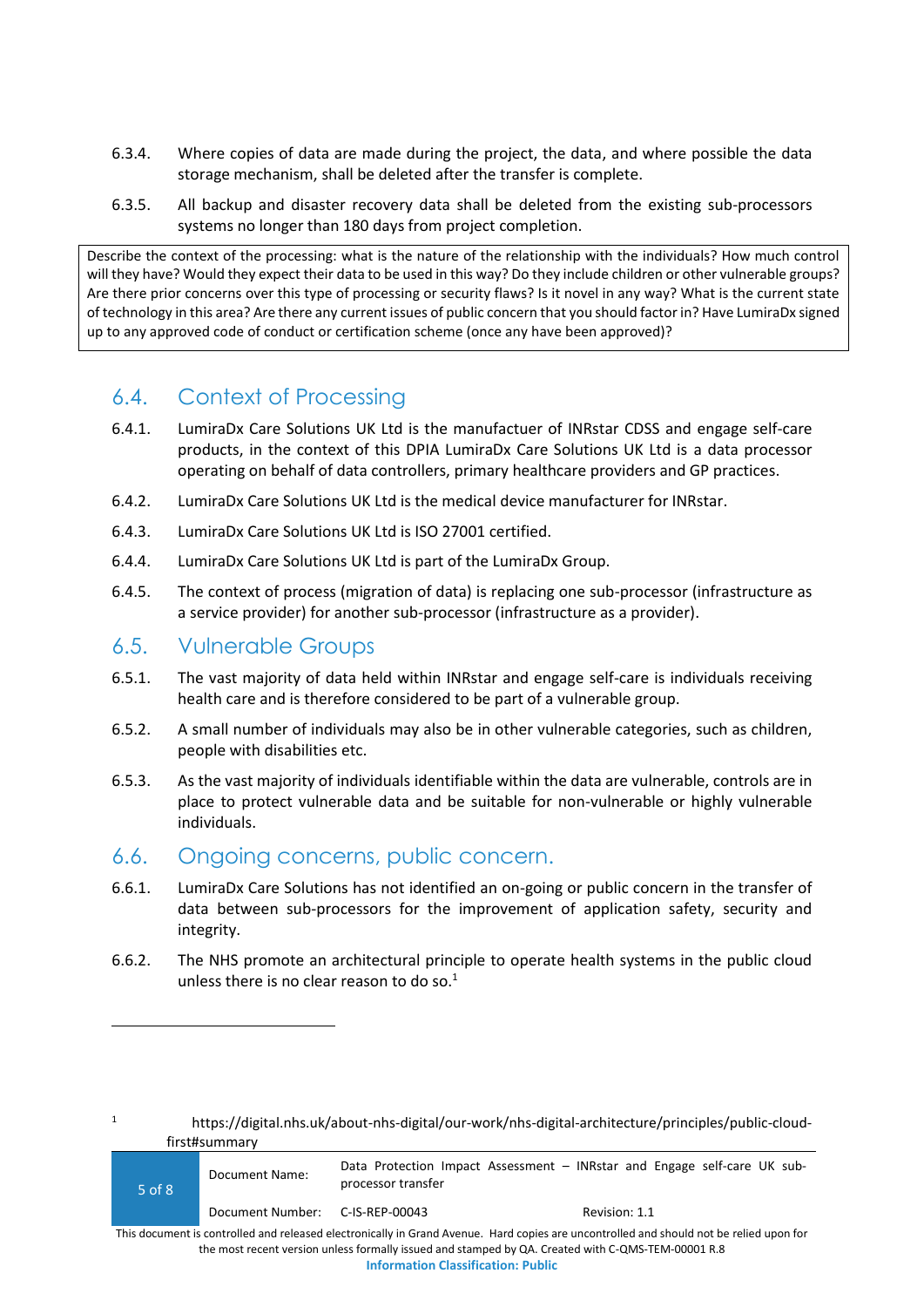6.3.4. Where copies of data are made during the project, the data, and where possible the data storage mechanism, shall be deleted after the transfer is complete.

6.3.5. All backup and disaster recovery data shall be deleted from the existing sub-processors systems no longer than 180 days from project completion.

| Describe the context of the processing: what is the nature of the relationship with the individuals? How much control will they have? Would they expect their data to be used in this way? Do they include children or other vulnerable groups? Are there prior concerns over this type of processing or security flaws? Is it novel in any way? What is the current state of technology in this area? Are there any current issues of public concern that you should factor in? Have LumiraDx signed up to any approved code of conduct or certification scheme (once any have been approved)? |
|---|

## 6.4. Context of Processing

6.4.1. LumiraDx Care Solutions UK Ltd is the manufactuer of INRstar CDSS and engage self-care products, in the context of this DPIA LumiraDx Care Solutions UK Ltd is a data processor operating on behalf of data controllers, primary healthcare providers and GP practices.

6.4.2. LumiraDx Care Solutions UK Ltd is the medical device manufacturer for INRstar.

6.4.3. LumiraDx Care Solutions UK Ltd is ISO 27001 certified.

6.4.4. LumiraDx Care Solutions UK Ltd is part of the LumiraDx Group.

6.4.5. The context of process (migration of data) is replacing one sub-processor (infrastructure as a service provider) for another sub-processor (infrastructure as a provider).

## 6.5. Vulnerable Groups

6.5.1. The vast majority of data held within INRstar and engage self-care is individuals receiving health care and is therefore considered to be part of a vulnerable group.

6.5.2. A small number of individuals may also be in other vulnerable categories, such as children, people with disabilities etc.

6.5.3. As the vast majority of individuals identifiable within the data are vulnerable, controls are in place to protect vulnerable data and be suitable for non-vulnerable or highly vulnerable individuals.

## 6.6. Ongoing concerns, public concern.

6.6.1. LumiraDx Care Solutions has not identified an on-going or public concern in the transfer of data between sub-processors for the improvement of application safety, security and integrity.

6.6.2. The NHS promote an architectural principle to operate health systems in the public cloud unless there is no clear reason to do so.[1]

---

[1] https://digital.nhs.uk/about-nhs-digital/our-work/nhs-digital-architecture/principles/public-cloud-first#summary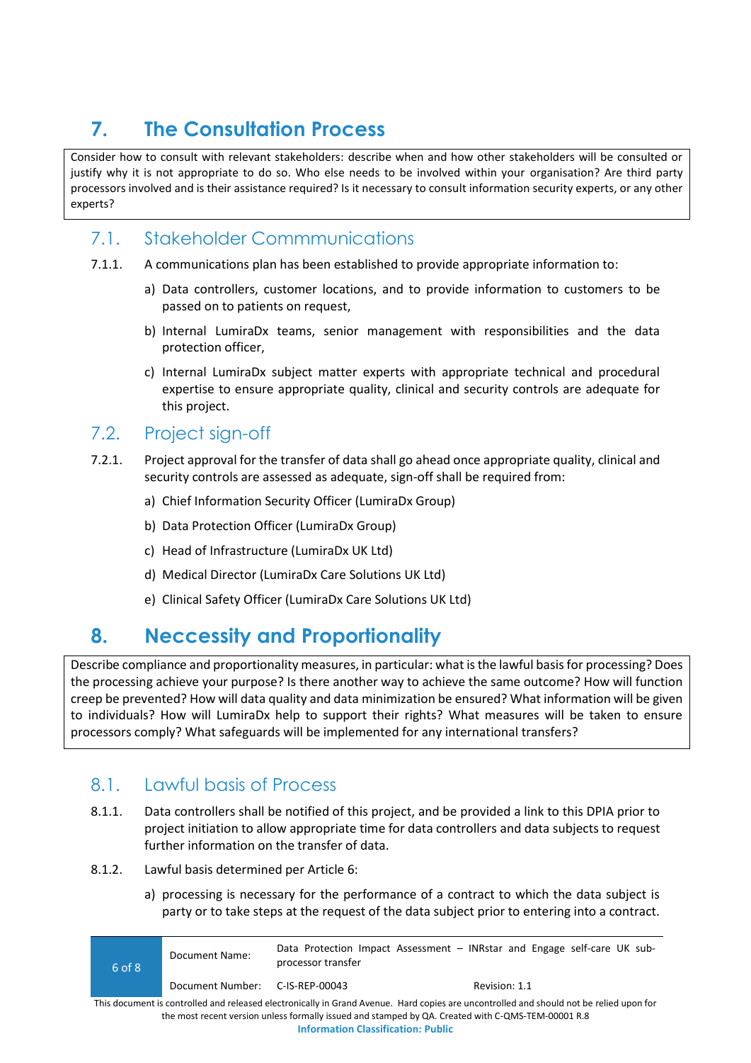# 7. The Consultation Process

Consider how to consult with relevant stakeholders: describe when and how other stakeholders will be consulted or justify why it is not appropriate to do so. Who else needs to be involved within your organisation? Are third party processors involved and is their assistance required? Is it necessary to consult information security experts, or any other experts?

## 7.1. Stakeholder Commmunications

7.1.1. A communications plan has been established to provide appropriate information to:

a) Data controllers, customer locations, and to provide information to customers to be passed on to patients on request,

b) Internal LumiraDx teams, senior management with responsibilities and the data protection officer,

c) Internal LumiraDx subject matter experts with appropriate technical and procedural expertise to ensure appropriate quality, clinical and security controls are adequate for this project.

## 7.2. Project sign-off

7.2.1. Project approval for the transfer of data shall go ahead once appropriate quality, clinical and security controls are assessed as adequate, sign-off shall be required from:

a) Chief Information Security Officer (LumiraDx Group)

b) Data Protection Officer (LumiraDx Group)

c) Head of Infrastructure (LumiraDx UK Ltd)

d) Medical Director (LumiraDx Care Solutions UK Ltd)

e) Clinical Safety Officer (LumiraDx Care Solutions UK Ltd)

# 8. Neccessity and Proportionality

Describe compliance and proportionality measures, in particular: what is the lawful basis for processing? Does the processing achieve your purpose? Is there another way to achieve the same outcome? How will function creep be prevented? How will data quality and data minimization be ensured? What information will be given to individuals? How will LumiraDx help to support their rights? What measures will be taken to ensure processors comply? What safeguards will be implemented for any international transfers?

## 8.1. Lawful basis of Process

8.1.1. Data controllers shall be notified of this project, and be provided a link to this DPIA prior to project initiation to allow appropriate time for data controllers and data subjects to request further information on the transfer of data.

8.1.2. Lawful basis determined per Article 6:

a) processing is necessary for the performance of a contract to which the data subject is party or to take steps at the request of the data subject prior to entering into a contract.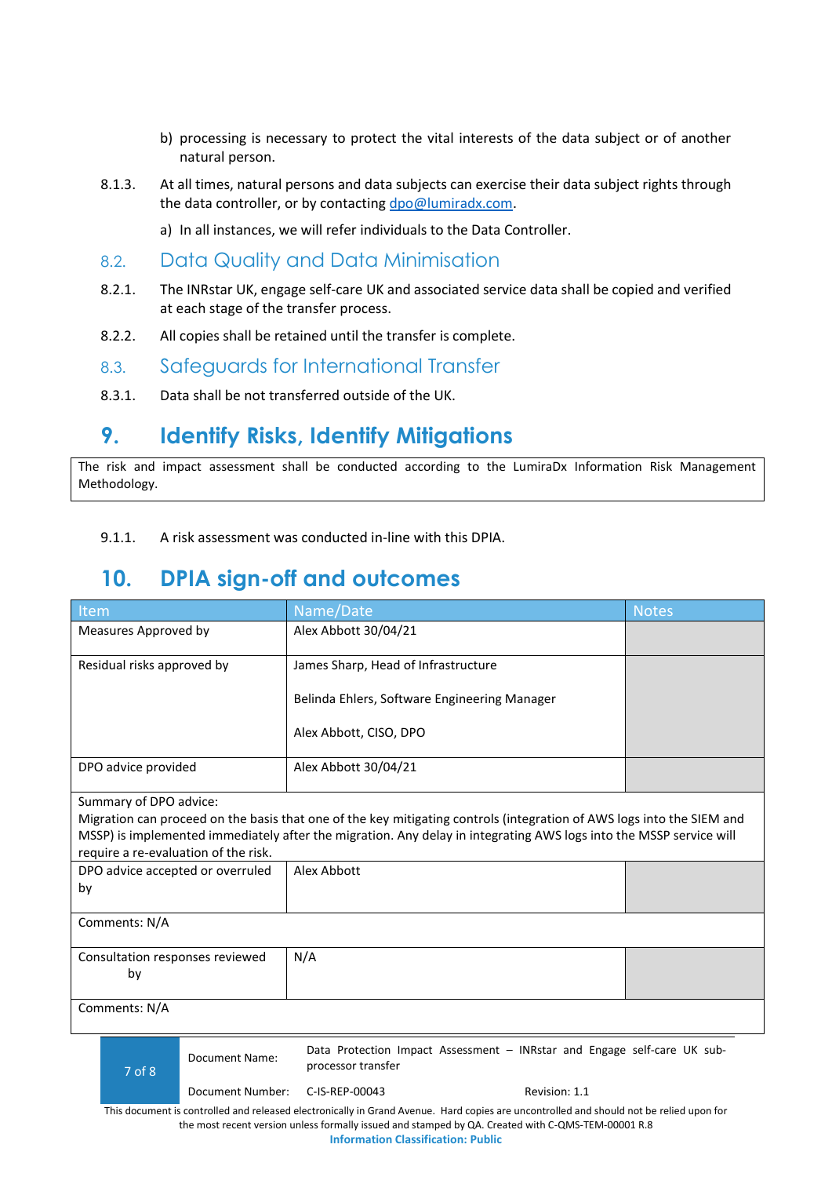b) processing is necessary to protect the vital interests of the data subject or of another natural person.

8.1.3. At all times, natural persons and data subjects can exercise their data subject rights through the data controller, or by contacting dpo@lumiradx.com.

a) In all instances, we will refer individuals to the Data Controller.

## 8.2. Data Quality and Data Minimisation

8.2.1. The INRstar UK, engage self-care UK and associated service data shall be copied and verified at each stage of the transfer process.

8.2.2. All copies shall be retained until the transfer is complete.

## 8.3. Safeguards for International Transfer

8.3.1. Data shall be not transferred outside of the UK.

# 9. Identify Risks, Identify Mitigations

| The risk and impact assessment shall be conducted according to the LumiraDx Information Risk Management Methodology. |
|---|

9.1.1. A risk assessment was conducted in-line with this DPIA.

# 10. DPIA sign-off and outcomes

| Item | Name/Date | Notes |
|---|---|---|
| Measures Approved by | Alex Abbott 30/04/21 | |
| Residual risks approved by | James Sharp, Head of Infrastructure<br><br>Belinda Ehlers, Software Engineering Manager<br><br>Alex Abbott, CISO, DPO | |
| DPO advice provided | Alex Abbott 30/04/21 | |
| Summary of DPO advice:<br>Migration can proceed on the basis that one of the key mitigating controls (integration of AWS logs into the SIEM and MSSP) is implemented immediately after the migration. Any delay in integrating AWS logs into the MSSP service will require a re-evaluation of the risk. | | |
| DPO advice accepted or overruled by | Alex Abbott | |
| Comments: N/A | | |
| Consultation responses reviewed by | N/A | |
| Comments: N/A | | |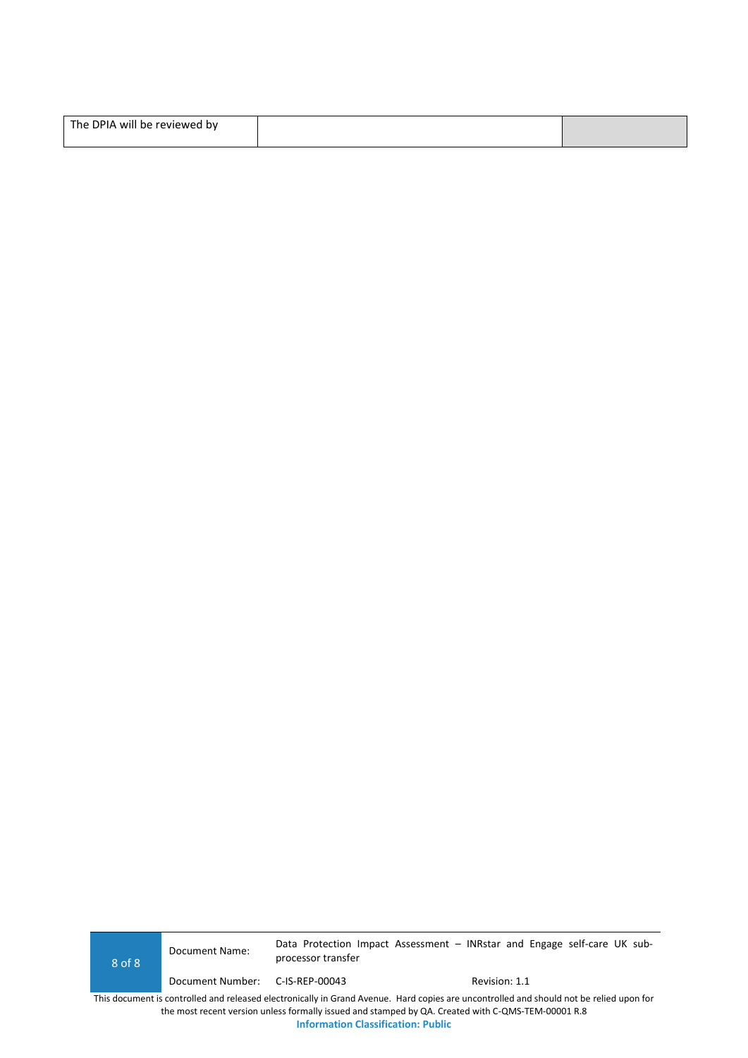| | | |
|---|---|---|
| The DPIA will be reviewed by | | |